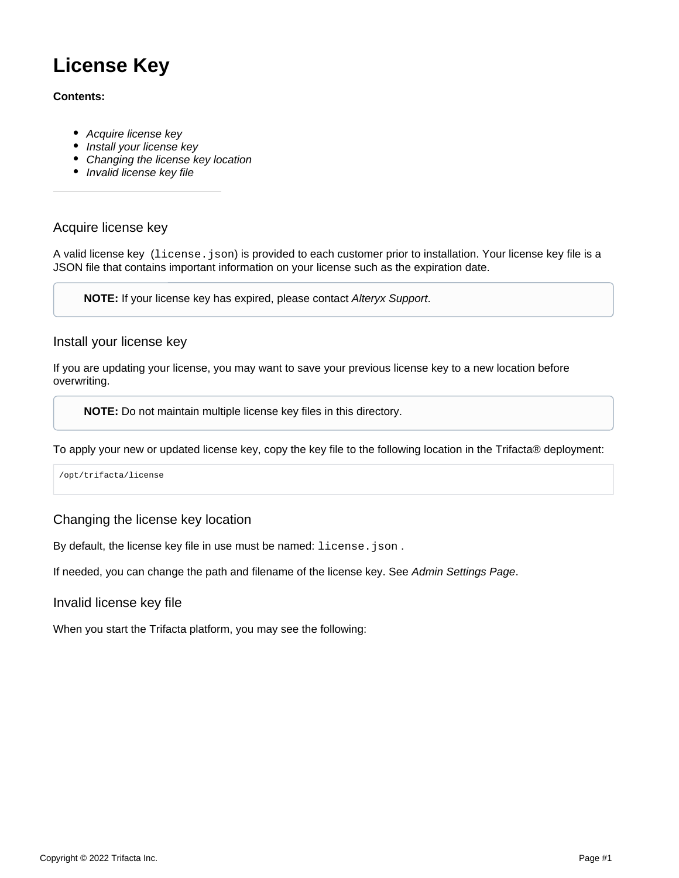# License Key

**Contents:**

- *Acquire license key*
- *Install your license key*
- *Changing the license key location*
- *Invalid license key file*

---

## Acquire license key

A valid license key (`license.json`) is provided to each customer prior to installation. Your license key file is a JSON file that contains important information on your license such as the expiration date.

> **NOTE:** If your license key has expired, please contact *Alteryx Support*.

## Install your license key

If you are updating your license, you may want to save your previous license key to a new location before overwriting.

> **NOTE:** Do not maintain multiple license key files in this directory.

To apply your new or updated license key, copy the key file to the following location in the Trifacta® deployment:

```
/opt/trifacta/license
```

## Changing the license key location

By default, the license key file in use must be named: `license.json` .

If needed, you can change the path and filename of the license key. See *Admin Settings Page*.

## Invalid license key file

When you start the Trifacta platform, you may see the following: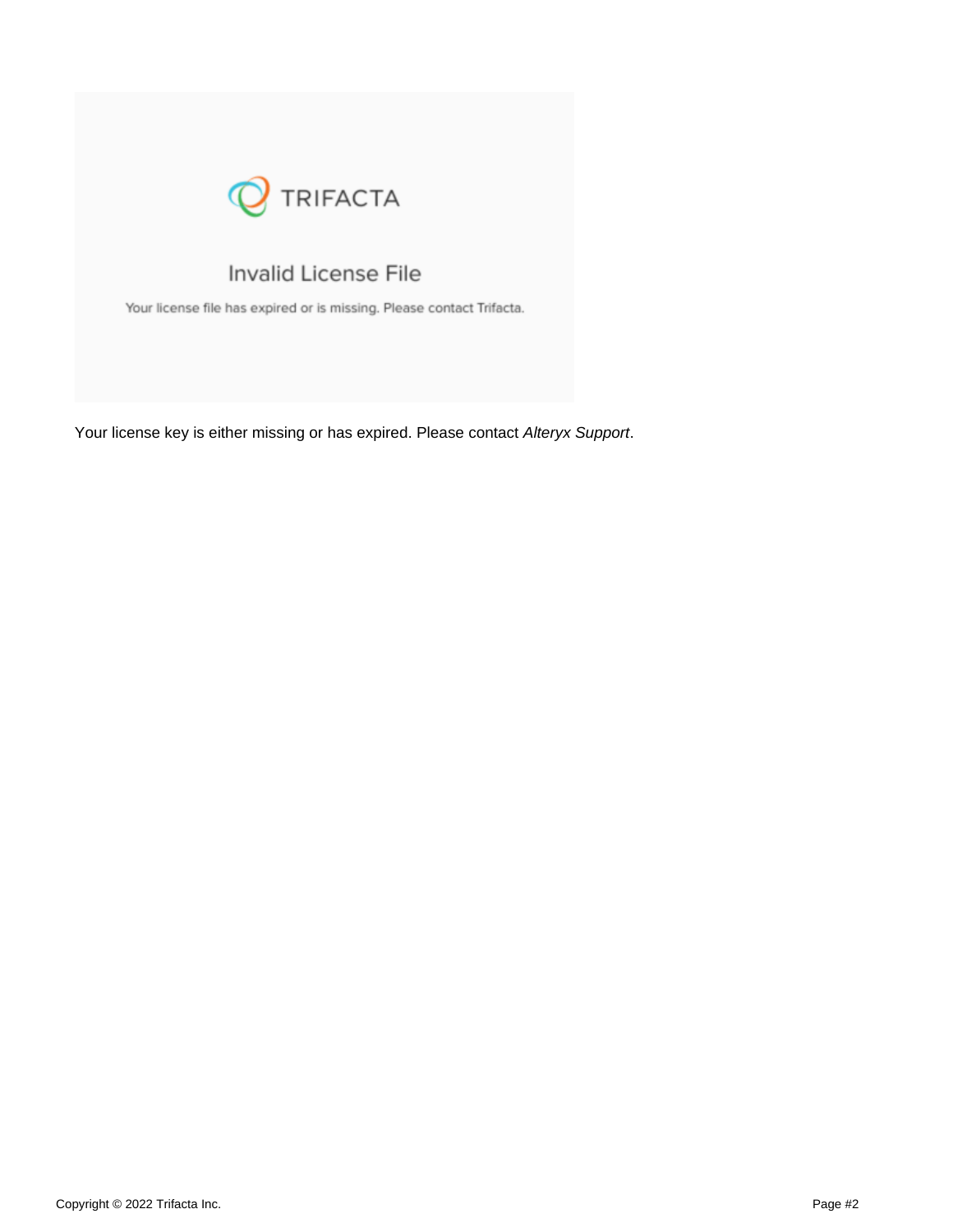TRIFACTA

Invalid License File

Your license file has expired or is missing. Please contact Trifacta.

Your license key is either missing or has expired. Please contact *Alteryx Support*.